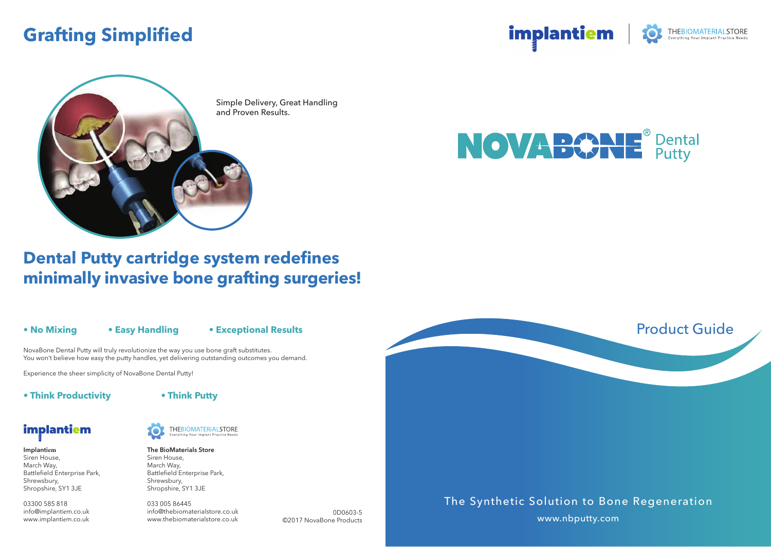# Grafting Simplified

implantiem | THEBIOMATERIALSTORE Everything Your Implant Practice Needs

Simple Delivery, Great Handling and Proven Results.

NOVABONE® Dental Putty

## Dental Putty cartridge system redefines minimally invasive bone grafting surgeries!

**• No Mixing** **• Easy Handling** **• Exceptional Results**

NovaBone Dental Putty will truly revolutionize the way you use bone graft substitutes.
You won't believe how easy the putty handles, yet delivering outstanding outcomes you demand.

Experience the sheer simplicity of NovaBone Dental Putty!

**• Think Productivity** **• Think Putty**

**Implantiem**
Siren House,
March Way,
Battlefield Enterprise Park,
Shrewsbury,
Shropshire, SY1 3JE

03300 585 818
info@implantiem.co.uk
www.implantiem.co.uk

**The BioMaterials Store**
Siren House,
March Way,
Battlefield Enterprise Park,
Shrewsbury,
Shropshire, SY1 3JE

033 005 86445
info@thebiomaterialstore.co.uk
www.thebiomaterialstore.co.uk

0D0603-5
©2017 NovaBone Products

## Product Guide

The Synthetic Solution to Bone Regeneration

www.nbputty.com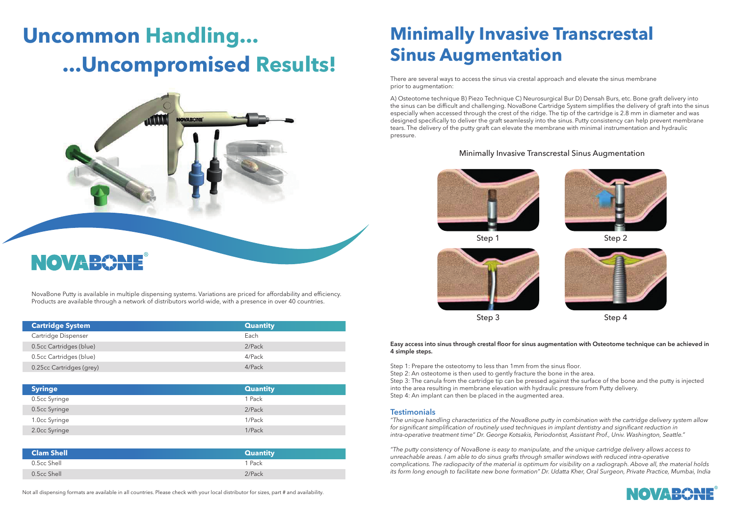# Uncommon Handling... ...Uncompromised Results!

NOVABONE®

NovaBone Putty is available in multiple dispensing systems. Variations are priced for affordability and efficiency. Products are available through a network of distributors world-wide, with a presence in over 40 countries.

| Cartridge System | Quantity |
|---|---|
| Cartridge Dispenser | Each |
| 0.5cc Cartridges (blue) | 2/Pack |
| 0.5cc Cartridges (blue) | 4/Pack |
| 0.25cc Cartridges (grey) | 4/Pack |

| Syringe | Quantity |
|---|---|
| 0.5cc Syringe | 1 Pack |
| 0.5cc Syringe | 2/Pack |
| 1.0cc Syringe | 1/Pack |
| 2.0cc Syringe | 1/Pack |

| Clam Shell | Quantity |
|---|---|
| 0.5cc Shell | 1 Pack |
| 0.5cc Shell | 2/Pack |

Not all dispensing formats are available in all countries. Please check with your local distributor for sizes, part # and availability.

# Minimally Invasive Transcrestal Sinus Augmentation

There are several ways to access the sinus via crestal approach and elevate the sinus membrane prior to augmentation:

A) Osteotome technique B) Piezo Technique C) Neurosurgical Bur D) Densah Burs, etc. Bone graft delivery into the sinus can be difficult and challenging. NovaBone Cartridge System simplifies the delivery of graft into the sinus especially when accessed through the crest of the ridge. The tip of the cartridge is 2.8 mm in diameter and was designed specifically to deliver the graft seamlessly into the sinus. Putty consistency can help prevent membrane tears. The delivery of the putty graft can elevate the membrane with minimal instrumentation and hydraulic pressure.

Minimally Invasive Transcrestal Sinus Augmentation

Step 1

Step 2

Step 3

Step 4

**Easy access into sinus through crestal floor for sinus augmentation with Osteotome technique can be achieved in 4 simple steps.**

Step 1: Prepare the osteotomy to less than 1mm from the sinus floor.
Step 2: An osteotome is then used to gently fracture the bone in the area.
Step 3: The canula from the cartridge tip can be pressed against the surface of the bone and the putty is injected into the area resulting in membrane elevation with hydraulic pressure from Putty delivery.
Step 4: An implant can then be placed in the augmented area.

## Testimonials

*"The unique handling characteristics of the NovaBone putty in combination with the cartridge delivery system allow for significant simplification of routinely used techniques in implant dentistry and significant reduction in intra-operative treatment time" Dr. George Kotsakis, Periodontist, Assistant Prof., Univ. Washington, Seattle."*

*"The putty consistency of NovaBone is easy to manipulate, and the unique cartridge delivery allows access to unreachable areas. I am able to do sinus grafts through smaller windows with reduced intra-operative complications. The radiopacity of the material is optimum for visibility on a radiograph. Above all, the material holds its form long enough to facilitate new bone formation" Dr. Udatta Kher, Oral Surgeon, Private Practice, Mumbai, India*

NOVABONE®